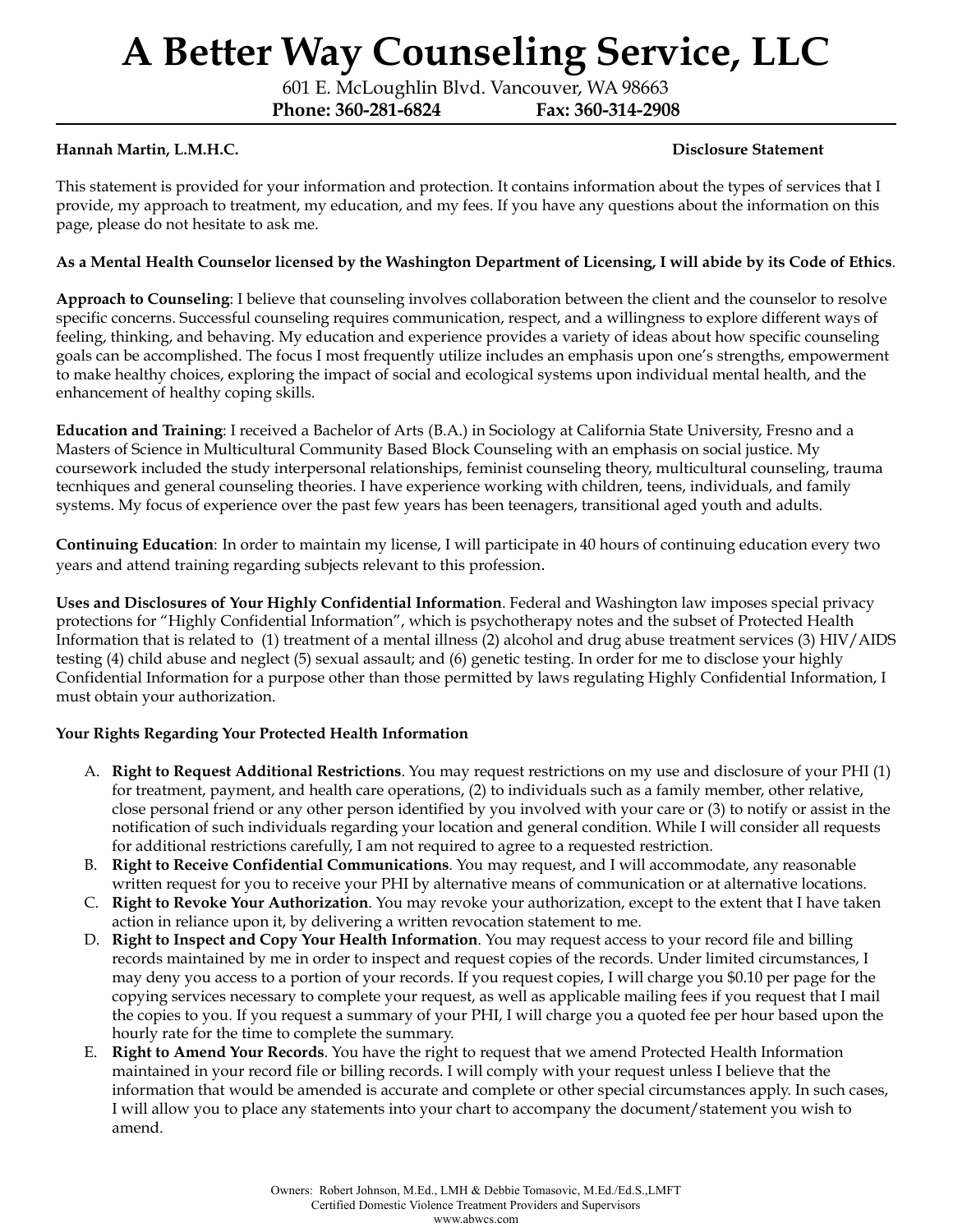# A Better Way Counseling Service, LLC

601 E. McLoughlin Blvd. Vancouver, WA 98663
**Phone: 360-281-6824** **Fax: 360-314-2908**

**Hannah Martin, L.M.H.C.** **Disclosure Statement**

This statement is provided for your information and protection. It contains information about the types of services that I provide, my approach to treatment, my education, and my fees. If you have any questions about the information on this page, please do not hesitate to ask me.

**As a Mental Health Counselor licensed by the Washington Department of Licensing, I will abide by its Code of Ethics**.

**Approach to Counseling**: I believe that counseling involves collaboration between the client and the counselor to resolve specific concerns. Successful counseling requires communication, respect, and a willingness to explore different ways of feeling, thinking, and behaving. My education and experience provides a variety of ideas about how specific counseling goals can be accomplished. The focus I most frequently utilize includes an emphasis upon one's strengths, empowerment to make healthy choices, exploring the impact of social and ecological systems upon individual mental health, and the enhancement of healthy coping skills.

**Education and Training**: I received a Bachelor of Arts (B.A.) in Sociology at California State University, Fresno and a Masters of Science in Multicultural Community Based Block Counseling with an emphasis on social justice. My coursework included the study interpersonal relationships, feminist counseling theory, multicultural counseling, trauma tecnhiques and general counseling theories. I have experience working with children, teens, individuals, and family systems. My focus of experience over the past few years has been teenagers, transitional aged youth and adults.

**Continuing Education**: In order to maintain my license, I will participate in 40 hours of continuing education every two years and attend training regarding subjects relevant to this profession.

**Uses and Disclosures of Your Highly Confidential Information**. Federal and Washington law imposes special privacy protections for "Highly Confidential Information", which is psychotherapy notes and the subset of Protected Health Information that is related to (1) treatment of a mental illness (2) alcohol and drug abuse treatment services (3) HIV/AIDS testing (4) child abuse and neglect (5) sexual assault; and (6) genetic testing. In order for me to disclose your highly Confidential Information for a purpose other than those permitted by laws regulating Highly Confidential Information, I must obtain your authorization.

**Your Rights Regarding Your Protected Health Information**

A. **Right to Request Additional Restrictions**. You may request restrictions on my use and disclosure of your PHI (1) for treatment, payment, and health care operations, (2) to individuals such as a family member, other relative, close personal friend or any other person identified by you involved with your care or (3) to notify or assist in the notification of such individuals regarding your location and general condition. While I will consider all requests for additional restrictions carefully, I am not required to agree to a requested restriction.
B. **Right to Receive Confidential Communications**. You may request, and I will accommodate, any reasonable written request for you to receive your PHI by alternative means of communication or at alternative locations.
C. **Right to Revoke Your Authorization**. You may revoke your authorization, except to the extent that I have taken action in reliance upon it, by delivering a written revocation statement to me.
D. **Right to Inspect and Copy Your Health Information**. You may request access to your record file and billing records maintained by me in order to inspect and request copies of the records. Under limited circumstances, I may deny you access to a portion of your records. If you request copies, I will charge you $0.10 per page for the copying services necessary to complete your request, as well as applicable mailing fees if you request that I mail the copies to you. If you request a summary of your PHI, I will charge you a quoted fee per hour based upon the hourly rate for the time to complete the summary.
E. **Right to Amend Your Records**. You have the right to request that we amend Protected Health Information maintained in your record file or billing records. I will comply with your request unless I believe that the information that would be amended is accurate and complete or other special circumstances apply. In such cases, I will allow you to place any statements into your chart to accompany the document/statement you wish to amend.

Owners: Robert Johnson, M.Ed., LMH & Debbie Tomasovic, M.Ed./Ed.S.,LMFT
Certified Domestic Violence Treatment Providers and Supervisors
www.abwcs.com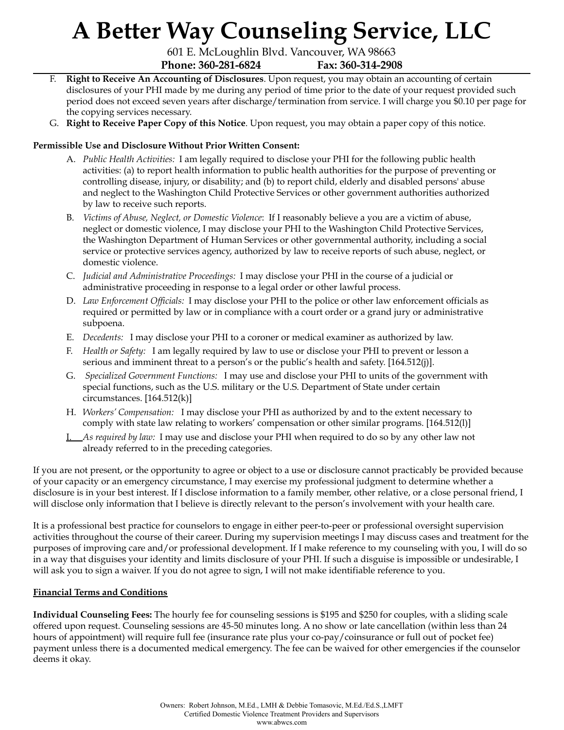F. **Right to Receive An Accounting of Disclosures**. Upon request, you may obtain an accounting of certain disclosures of your PHI made by me during any period of time prior to the date of your request provided such period does not exceed seven years after discharge/termination from service. I will charge you $0.10 per page for the copying services necessary.

G. **Right to Receive Paper Copy of this Notice**. Upon request, you may obtain a paper copy of this notice.

**Permissible Use and Disclosure Without Prior Written Consent:**

A. *Public Health Activities:* I am legally required to disclose your PHI for the following public health activities: (a) to report health information to public health authorities for the purpose of preventing or controlling disease, injury, or disability; and (b) to report child, elderly and disabled persons' abuse and neglect to the Washington Child Protective Services or other government authorities authorized by law to receive such reports.

B. *Victims of Abuse, Neglect, or Domestic Violence*: If I reasonably believe a you are a victim of abuse, neglect or domestic violence, I may disclose your PHI to the Washington Child Protective Services, the Washington Department of Human Services or other governmental authority, including a social service or protective services agency, authorized by law to receive reports of such abuse, neglect, or domestic violence.

C. *Judicial and Administrative Proceedings:* I may disclose your PHI in the course of a judicial or administrative proceeding in response to a legal order or other lawful process.

D. *Law Enforcement Officials:* I may disclose your PHI to the police or other law enforcement officials as required or permitted by law or in compliance with a court order or a grand jury or administrative subpoena.

E. *Decedents:* I may disclose your PHI to a coroner or medical examiner as authorized by law.

F. *Health or Safety:* I am legally required by law to use or disclose your PHI to prevent or lesson a serious and imminent threat to a person's or the public's health and safety. [164.512(j)].

G. *Specialized Government Functions:* I may use and disclose your PHI to units of the government with special functions, such as the U.S. military or the U.S. Department of State under certain circumstances. [164.512(k)]

H. *Workers' Compensation:* I may disclose your PHI as authorized by and to the extent necessary to comply with state law relating to workers' compensation or other similar programs. [164.512(l)]

I. *As required by law:* I may use and disclose your PHI when required to do so by any other law not already referred to in the preceding categories.

If you are not present, or the opportunity to agree or object to a use or disclosure cannot practicably be provided because of your capacity or an emergency circumstance, I may exercise my professional judgment to determine whether a disclosure is in your best interest. If I disclose information to a family member, other relative, or a close personal friend, I will disclose only information that I believe is directly relevant to the person's involvement with your health care.

It is a professional best practice for counselors to engage in either peer-to-peer or professional oversight supervision activities throughout the course of their career. During my supervision meetings I may discuss cases and treatment for the purposes of improving care and/or professional development. If I make reference to my counseling with you, I will do so in a way that disguises your identity and limits disclosure of your PHI. If such a disguise is impossible or undesirable, I will ask you to sign a waiver. If you do not agree to sign, I will not make identifiable reference to you.

**Financial Terms and Conditions**

**Individual Counseling Fees:** The hourly fee for counseling sessions is $195 and $250 for couples, with a sliding scale offered upon request. Counseling sessions are 45-50 minutes long. A no show or late cancellation (within less than 24 hours of appointment) will require full fee (insurance rate plus your co-pay/coinsurance or full out of pocket fee) payment unless there is a documented medical emergency. The fee can be waived for other emergencies if the counselor deems it okay.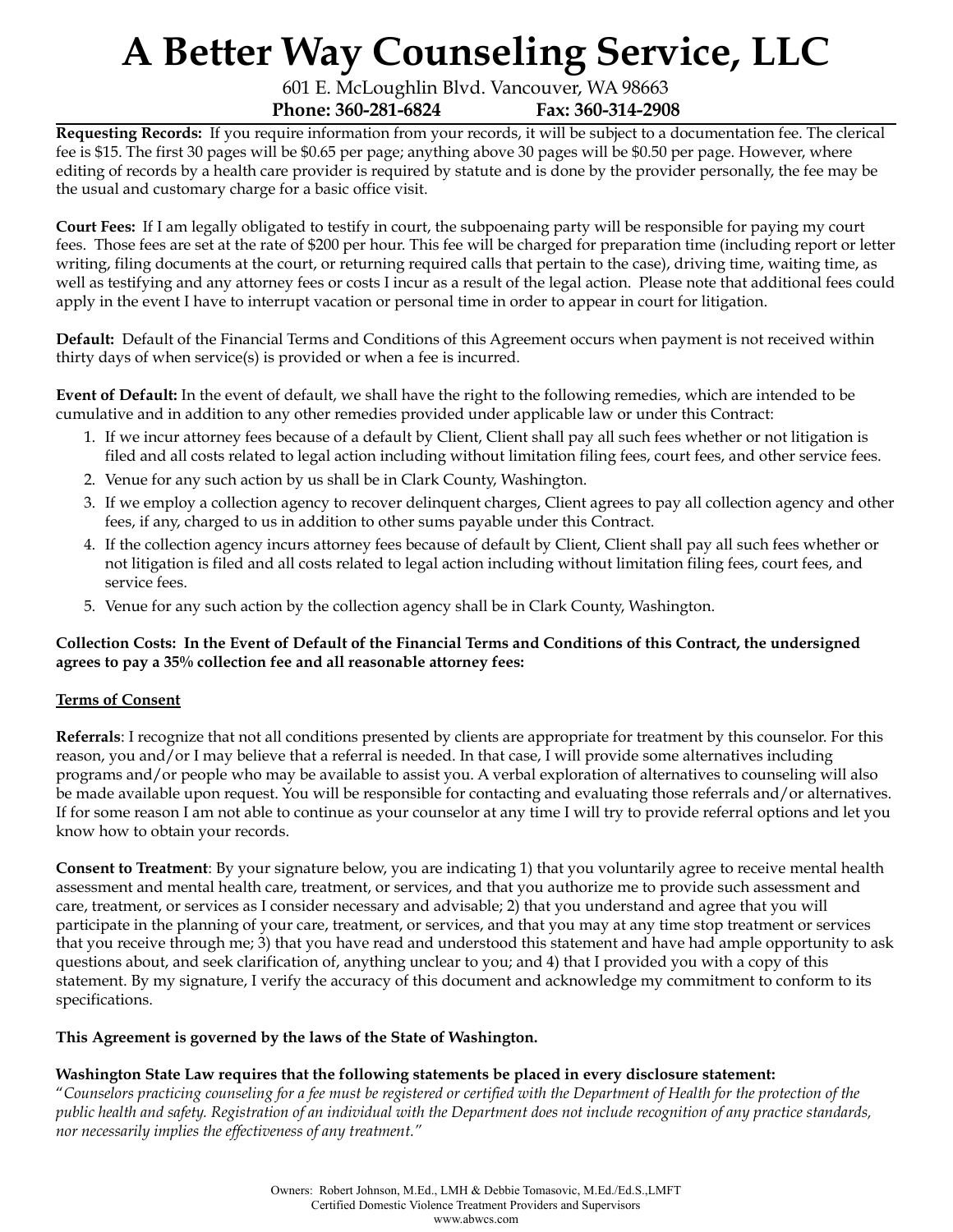# A Better Way Counseling Service, LLC

601 E. McLoughlin Blvd. Vancouver, WA 98663

**Phone: 360-281-6824** **Fax: 360-314-2908**

**Requesting Records:** If you require information from your records, it will be subject to a documentation fee. The clerical fee is $15. The first 30 pages will be $0.65 per page; anything above 30 pages will be $0.50 per page. However, where editing of records by a health care provider is required by statute and is done by the provider personally, the fee may be the usual and customary charge for a basic office visit.

**Court Fees:** If I am legally obligated to testify in court, the subpoenaing party will be responsible for paying my court fees. Those fees are set at the rate of $200 per hour. This fee will be charged for preparation time (including report or letter writing, filing documents at the court, or returning required calls that pertain to the case), driving time, waiting time, as well as testifying and any attorney fees or costs I incur as a result of the legal action. Please note that additional fees could apply in the event I have to interrupt vacation or personal time in order to appear in court for litigation.

**Default:** Default of the Financial Terms and Conditions of this Agreement occurs when payment is not received within thirty days of when service(s) is provided or when a fee is incurred.

**Event of Default:** In the event of default, we shall have the right to the following remedies, which are intended to be cumulative and in addition to any other remedies provided under applicable law or under this Contract:

1. If we incur attorney fees because of a default by Client, Client shall pay all such fees whether or not litigation is filed and all costs related to legal action including without limitation filing fees, court fees, and other service fees.
2. Venue for any such action by us shall be in Clark County, Washington.
3. If we employ a collection agency to recover delinquent charges, Client agrees to pay all collection agency and other fees, if any, charged to us in addition to other sums payable under this Contract.
4. If the collection agency incurs attorney fees because of default by Client, Client shall pay all such fees whether or not litigation is filed and all costs related to legal action including without limitation filing fees, court fees, and service fees.
5. Venue for any such action by the collection agency shall be in Clark County, Washington.

**Collection Costs: In the Event of Default of the Financial Terms and Conditions of this Contract, the undersigned agrees to pay a 35% collection fee and all reasonable attorney fees:**

**Terms of Consent**

**Referrals**: I recognize that not all conditions presented by clients are appropriate for treatment by this counselor. For this reason, you and/or I may believe that a referral is needed. In that case, I will provide some alternatives including programs and/or people who may be available to assist you. A verbal exploration of alternatives to counseling will also be made available upon request. You will be responsible for contacting and evaluating those referrals and/or alternatives. If for some reason I am not able to continue as your counselor at any time I will try to provide referral options and let you know how to obtain your records.

**Consent to Treatment**: By your signature below, you are indicating 1) that you voluntarily agree to receive mental health assessment and mental health care, treatment, or services, and that you authorize me to provide such assessment and care, treatment, or services as I consider necessary and advisable; 2) that you understand and agree that you will participate in the planning of your care, treatment, or services, and that you may at any time stop treatment or services that you receive through me; 3) that you have read and understood this statement and have had ample opportunity to ask questions about, and seek clarification of, anything unclear to you; and 4) that I provided you with a copy of this statement. By my signature, I verify the accuracy of this document and acknowledge my commitment to conform to its specifications.

**This Agreement is governed by the laws of the State of Washington.**

**Washington State Law requires that the following statements be placed in every disclosure statement:**
"*Counselors practicing counseling for a fee must be registered or certified with the Department of Health for the protection of the public health and safety. Registration of an individual with the Department does not include recognition of any practice standards, nor necessarily implies the effectiveness of any treatment.*"

Owners: Robert Johnson, M.Ed., LMH & Debbie Tomasovic, M.Ed./Ed.S.,LMFT
Certified Domestic Violence Treatment Providers and Supervisors
www.abwcs.com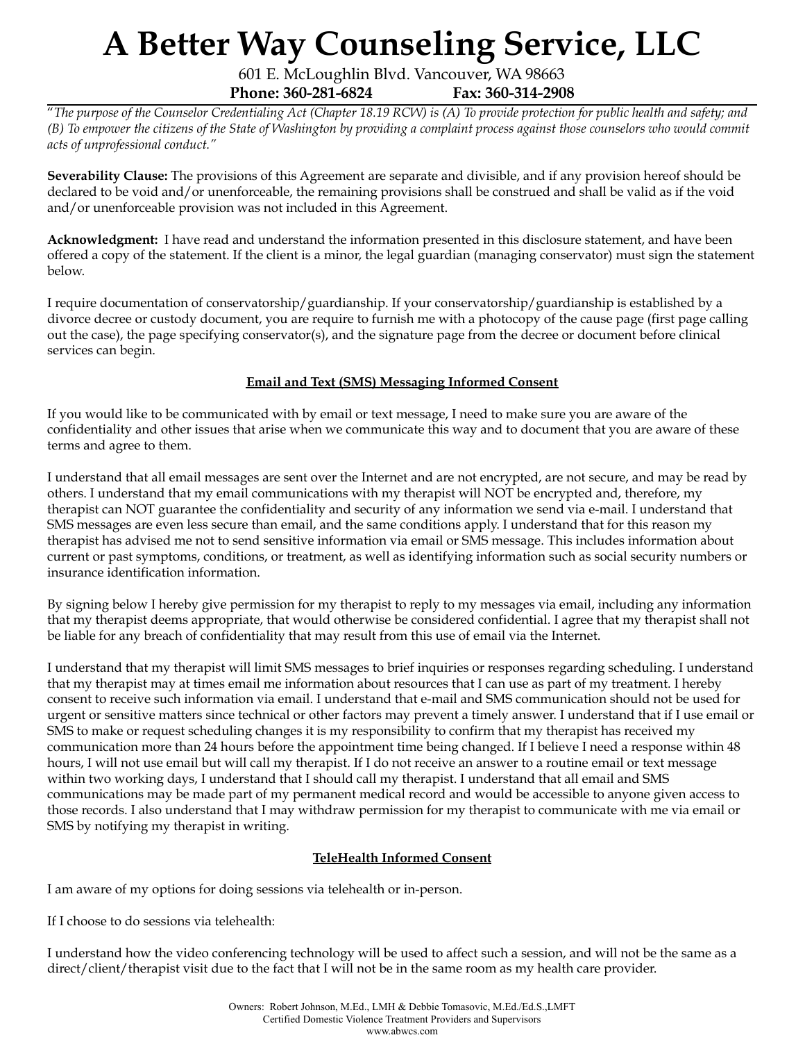"*The purpose of the Counselor Credentialing Act (Chapter 18.19 RCW) is (A) To provide protection for public health and safety; and (B) To empower the citizens of the State of Washington by providing a complaint process against those counselors who would commit acts of unprofessional conduct."*

**Severability Clause:** The provisions of this Agreement are separate and divisible, and if any provision hereof should be declared to be void and/or unenforceable, the remaining provisions shall be construed and shall be valid as if the void and/or unenforceable provision was not included in this Agreement.

**Acknowledgment:** I have read and understand the information presented in this disclosure statement, and have been offered a copy of the statement. If the client is a minor, the legal guardian (managing conservator) must sign the statement below.

I require documentation of conservatorship/guardianship. If your conservatorship/guardianship is established by a divorce decree or custody document, you are require to furnish me with a photocopy of the cause page (first page calling out the case), the page specifying conservator(s), and the signature page from the decree or document before clinical services can begin.

## Email and Text (SMS) Messaging Informed Consent

If you would like to be communicated with by email or text message, I need to make sure you are aware of the confidentiality and other issues that arise when we communicate this way and to document that you are aware of these terms and agree to them.

I understand that all email messages are sent over the Internet and are not encrypted, are not secure, and may be read by others. I understand that my email communications with my therapist will NOT be encrypted and, therefore, my therapist can NOT guarantee the confidentiality and security of any information we send via e-mail. I understand that SMS messages are even less secure than email, and the same conditions apply. I understand that for this reason my therapist has advised me not to send sensitive information via email or SMS message. This includes information about current or past symptoms, conditions, or treatment, as well as identifying information such as social security numbers or insurance identification information.

By signing below I hereby give permission for my therapist to reply to my messages via email, including any information that my therapist deems appropriate, that would otherwise be considered confidential. I agree that my therapist shall not be liable for any breach of confidentiality that may result from this use of email via the Internet.

I understand that my therapist will limit SMS messages to brief inquiries or responses regarding scheduling. I understand that my therapist may at times email me information about resources that I can use as part of my treatment. I hereby consent to receive such information via email. I understand that e-mail and SMS communication should not be used for urgent or sensitive matters since technical or other factors may prevent a timely answer. I understand that if I use email or SMS to make or request scheduling changes it is my responsibility to confirm that my therapist has received my communication more than 24 hours before the appointment time being changed. If I believe I need a response within 48 hours, I will not use email but will call my therapist. If I do not receive an answer to a routine email or text message within two working days, I understand that I should call my therapist. I understand that all email and SMS communications may be made part of my permanent medical record and would be accessible to anyone given access to those records. I also understand that I may withdraw permission for my therapist to communicate with me via email or SMS by notifying my therapist in writing.

## TeleHealth Informed Consent

I am aware of my options for doing sessions via telehealth or in-person.

If I choose to do sessions via telehealth:

I understand how the video conferencing technology will be used to affect such a session, and will not be the same as a direct/client/therapist visit due to the fact that I will not be in the same room as my health care provider.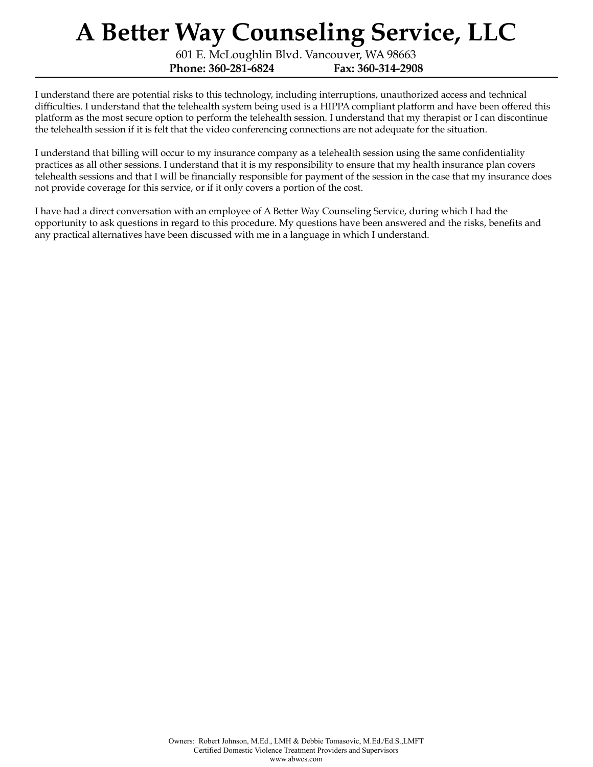I understand there are potential risks to this technology, including interruptions, unauthorized access and technical difficulties. I understand that the telehealth system being used is a HIPPA compliant platform and have been offered this platform as the most secure option to perform the telehealth session. I understand that my therapist or I can discontinue the telehealth session if it is felt that the video conferencing connections are not adequate for the situation.

I understand that billing will occur to my insurance company as a telehealth session using the same confidentiality practices as all other sessions. I understand that it is my responsibility to ensure that my health insurance plan covers telehealth sessions and that I will be financially responsible for payment of the session in the case that my insurance does not provide coverage for this service, or if it only covers a portion of the cost.

I have had a direct conversation with an employee of A Better Way Counseling Service, during which I had the opportunity to ask questions in regard to this procedure. My questions have been answered and the risks, benefits and any practical alternatives have been discussed with me in a language in which I understand.